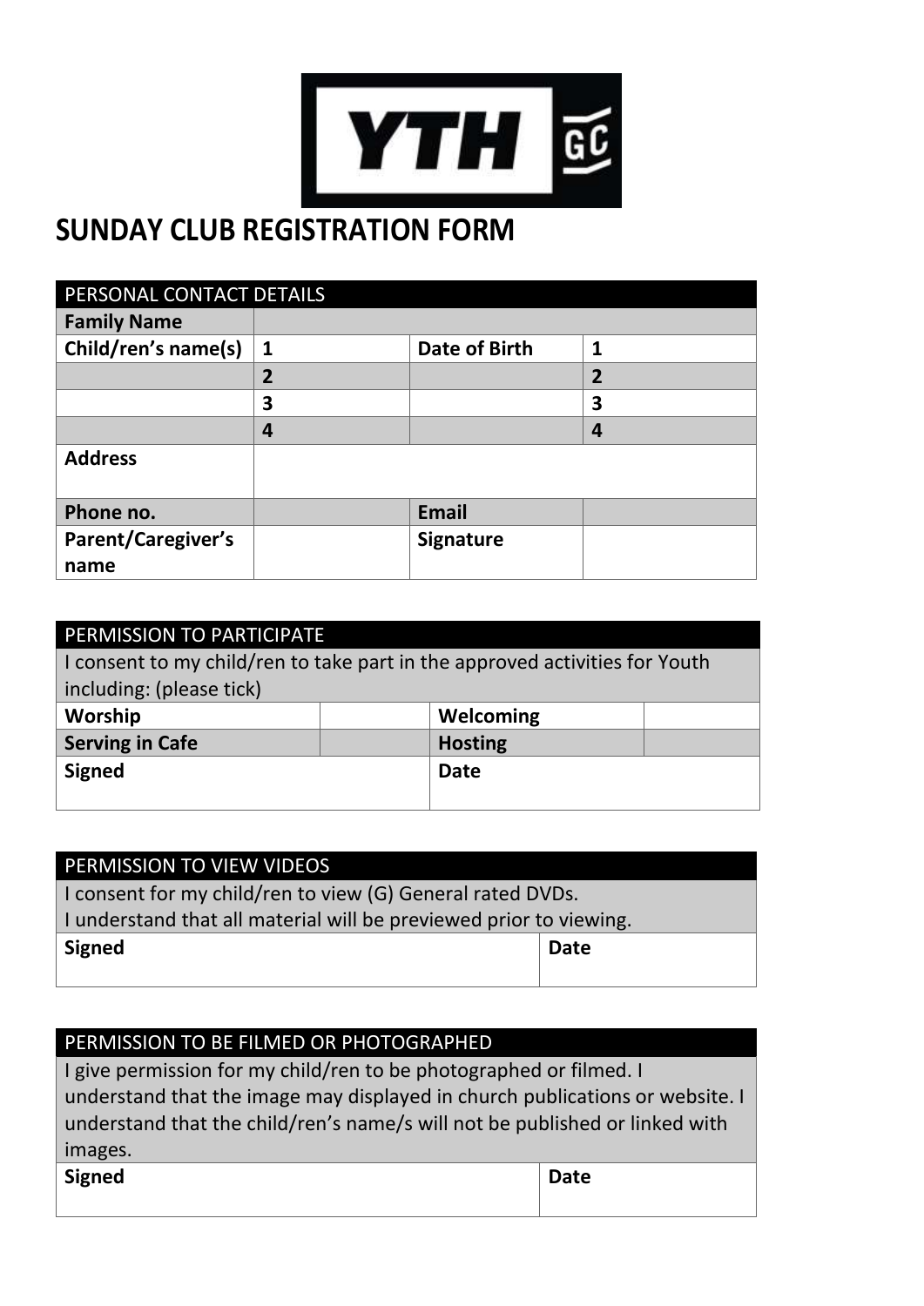YTH GC

# SUNDAY CLUB REGISTRATION FORM

| PERSONAL CONTACT DETAILS | | | |
|---|---|---|---|
| **Family Name** | | | |
| **Child/ren's name(s)** | **1** | **Date of Birth** | **1** |
| | **2** | | **2** |
| | **3** | | **3** |
| | **4** | | **4** |
| **Address** | | | |
| **Phone no.** | | **Email** | |
| **Parent/Caregiver's name** | | **Signature** | |

| PERMISSION TO PARTICIPATE | | | |
|---|---|---|---|
| I consent to my child/ren to take part in the approved activities for Youth including: (please tick) | | | |
| **Worship** | | **Welcoming** | |
| **Serving in Cafe** | | **Hosting** | |
| **Signed** | | **Date** | |

| PERMISSION TO VIEW VIDEOS | |
|---|---|
| I consent for my child/ren to view (G) General rated DVDs. I understand that all material will be previewed prior to viewing. | |
| **Signed** | **Date** |

| PERMISSION TO BE FILMED OR PHOTOGRAPHED | |
|---|---|
| I give permission for my child/ren to be photographed or filmed. I understand that the image may displayed in church publications or website. I understand that the child/ren's name/s will not be published or linked with images. | |
| **Signed** | **Date** |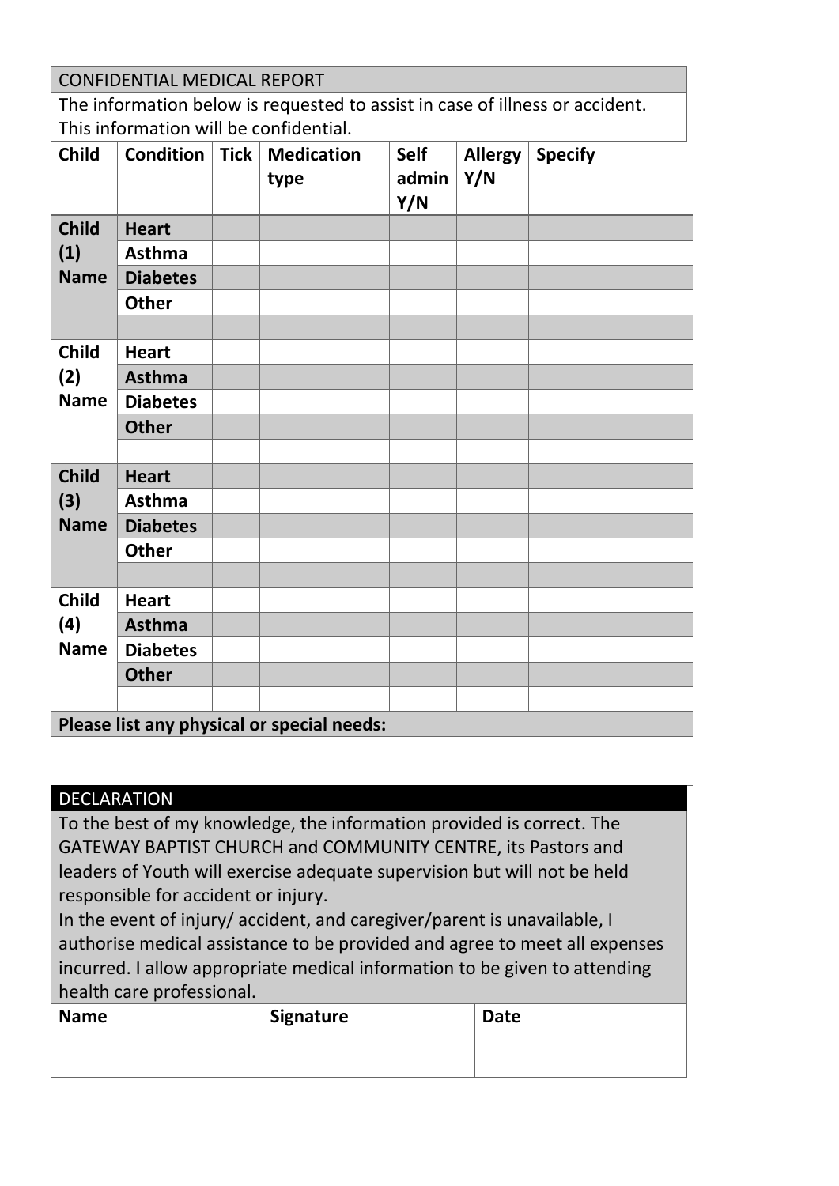## CONFIDENTIAL MEDICAL REPORT

The information below is requested to assist in case of illness or accident. This information will be confidential.

| Child | Condition | Tick | Medication type | Self admin Y/N | Allergy Y/N | Specify |
|---|---|---|---|---|---|---|
| **Child (1) Name** | **Heart** | | | | | |
| | **Asthma** | | | | | |
| | **Diabetes** | | | | | |
| | **Other** | | | | | |
| | | | | | | |
| **Child (2) Name** | **Heart** | | | | | |
| | **Asthma** | | | | | |
| | **Diabetes** | | | | | |
| | **Other** | | | | | |
| | | | | | | |
| **Child (3) Name** | **Heart** | | | | | |
| | **Asthma** | | | | | |
| | **Diabetes** | | | | | |
| | **Other** | | | | | |
| | | | | | | |
| **Child (4) Name** | **Heart** | | | | | |
| | **Asthma** | | | | | |
| | **Diabetes** | | | | | |
| | **Other** | | | | | |
| | | | | | | |

**Please list any physical or special needs:**

## DECLARATION

To the best of my knowledge, the information provided is correct. The GATEWAY BAPTIST CHURCH and COMMUNITY CENTRE, its Pastors and leaders of Youth will exercise adequate supervision but will not be held responsible for accident or injury.

In the event of injury/ accident, and caregiver/parent is unavailable, I authorise medical assistance to be provided and agree to meet all expenses incurred. I allow appropriate medical information to be given to attending health care professional.

| Name | Signature | Date |
|---|---|---|
| | | |